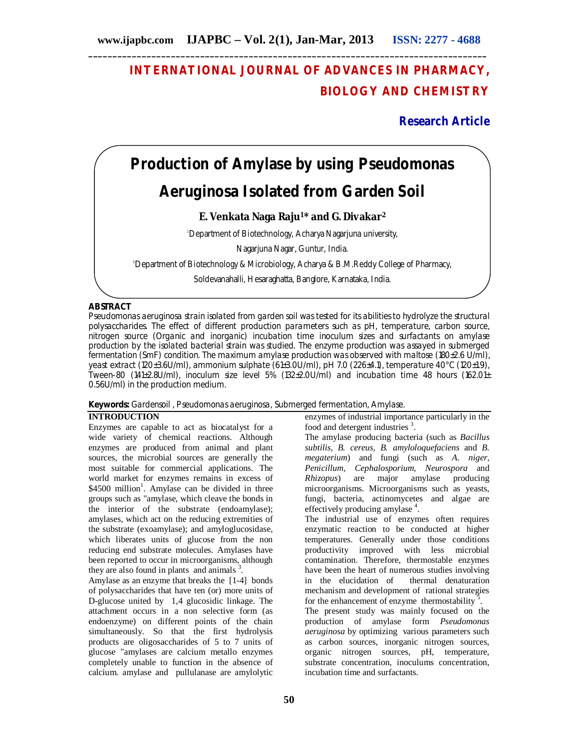# INTERNATIONAL JOURNAL OF ADVANCES IN PHARMACY, BIOLOGY AND CHEMISTRY

**Research Article**

# Production of Amylase by using Pseudomonas Aeruginosa Isolated from Garden Soil

**E. Venkata Naga Raju[1]* and G. Divakar[2]**

[1]Department of Biotechnology, Acharya Nagarjuna university, Nagarjuna Nagar, Guntur, India.

[2]Department of Biotechnology & Microbiology, Acharya & B.M.Reddy College of Pharmacy, Soldevanahalli, Hesaraghatta, Banglore, Karnataka, India.

## ABSTRACT

*Pseudomonas aeruginosa strain isolated from garden soil was tested for its abilities to hydrolyze the structural polysaccharides. The effect of different production parameters such as pH, temperature, carbon source, nitrogen source (Organic and inorganic) incubation time inoculum sizes and surfactants on amylase production by the isolated bacterial strain was studied. The enzyme production was assayed in submerged fermentation (SmF) condition. The maximum amylase production was observed with maltose (180±2.6 U/ml), yeast extract (120±3.6U/ml), ammonium sulphate (61±3.0U/ml), pH 7.0 (226±4.1), temperature 40°C (120±1.9), Tween-80 (141±2.8U/ml), inoculum size level 5% (132±2.0U/ml) and incubation time 48 hours (162.01± 0.56U/ml) in the production medium.*

**Keywords:** *Gardensoil , Pseudomonas aeruginosa, Submerged fermentation, Amylase.*

## INTRODUCTION

Enzymes are capable to act as biocatalyst for a wide variety of chemical reactions. Although enzymes are produced from animal and plant sources, the microbial sources are generally the most suitable for commercial applications. The world market for enzymes remains in excess of $4500 million[1]. Amylase can be divided in three groups such as "amylase, which cleave the bonds in the interior of the substrate (endoamylase); amylases, which act on the reducing extremities of the substrate (exoamylase); and amyloglucosidase, which liberates units of glucose from the non reducing end substrate molecules. Amylases have been reported to occur in microorganisms, although they are also found in plants and animals [3].

Amylase as an enzyme that breaks the [1-4] bonds of polysaccharides that have ten (or) more units of D-glucose united by 1,4 glucosidic linkage. The attachment occurs in a non selective form (as endoenzyme) on different points of the chain simultaneously. So that the first hydrolysis products are oligosaccharides of 5 to 7 units of glucose "amylases are calcium metallo enzymes completely unable to function in the absence of calcium. amylase and pullulanase are amylolytic enzymes of industrial importance particularly in the food and detergent industries [3].

The amylase producing bacteria (such as *Bacillus subtilis, B. cereus, B. amyloloquefaciens* and *B. megaterium*) and fungi (such as *A. niger, Penicillum, Cephalosporium, Neurospora* and *Rhizopus*) are major amylase producing microorganisms. Microorganisms such as yeasts, fungi, bacteria, actinomycetes and algae are effectively producing amylase [4].

The industrial use of enzymes often requires enzymatic reaction to be conducted at higher temperatures. Generally under those conditions productivity improved with less microbial contamination. Therefore, thermostable enzymes have been the heart of numerous studies involving in the elucidation of thermal denaturation mechanism and development of rational strategies for the enhancement of enzyme thermostability [5].

The present study was mainly focused on the production of amylase form *Pseudomonas aeruginosa* by optimizing various parameters such as carbon sources, inorganic nitrogen sources, organic nitrogen sources, pH, temperature, substrate concentration, inoculums concentration, incubation time and surfactants.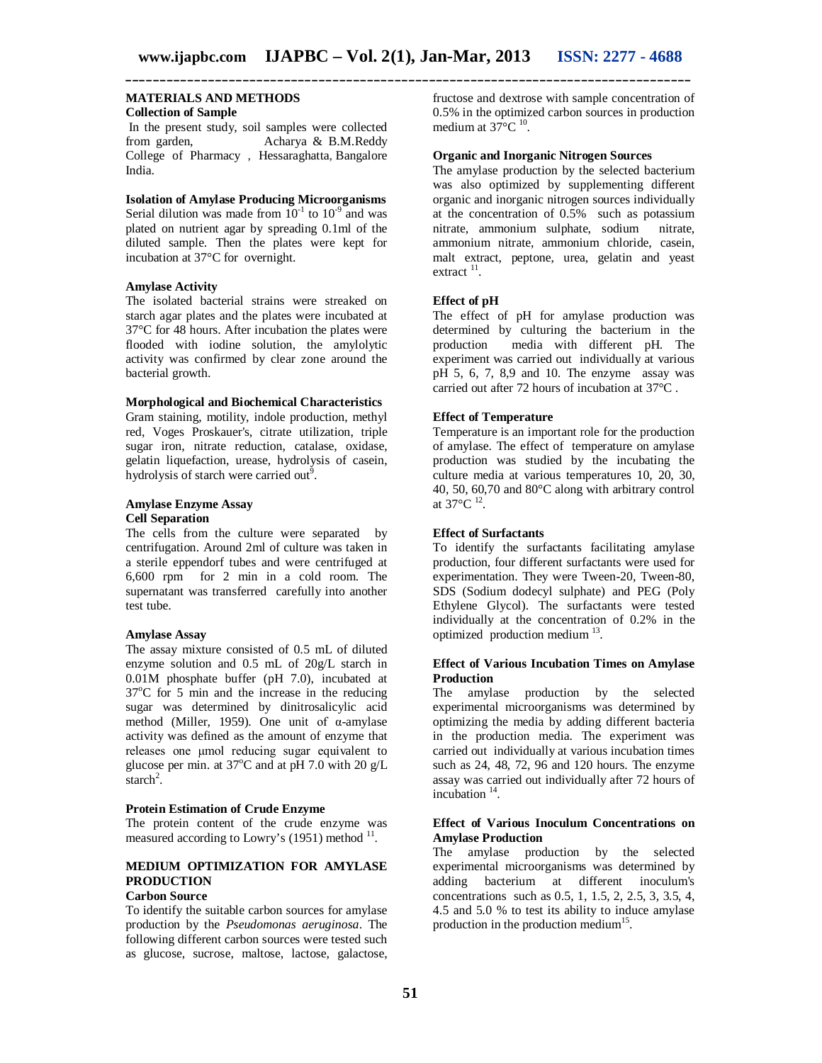## MATERIALS AND METHODS

### Collection of Sample

In the present study, soil samples were collected from garden, Acharya & B.M.Reddy College of Pharmacy , Hessaraghatta, Bangalore India.

### Isolation of Amylase Producing Microorganisms

Serial dilution was made from $10^{-1}$ to $10^{-9}$ and was plated on nutrient agar by spreading 0.1ml of the diluted sample. Then the plates were kept for incubation at 37°C for overnight.

### Amylase Activity

The isolated bacterial strains were streaked on starch agar plates and the plates were incubated at 37°C for 48 hours. After incubation the plates were flooded with iodine solution, the amylolytic activity was confirmed by clear zone around the bacterial growth.

### Morphological and Biochemical Characteristics

Gram staining, motility, indole production, methyl red, Voges Proskauer's, citrate utilization, triple sugar iron, nitrate reduction, catalase, oxidase, gelatin liquefaction, urease, hydrolysis of casein, hydrolysis of starch were carried out[9].

### Amylase Enzyme Assay

#### Cell Separation

The cells from the culture were separated by centrifugation. Around 2ml of culture was taken in a sterile eppendorf tubes and were centrifuged at 6,600 rpm for 2 min in a cold room. The supernatant was transferred carefully into another test tube.

### Amylase Assay

The assay mixture consisted of 0.5 mL of diluted enzyme solution and 0.5 mL of 20g/L starch in 0.01M phosphate buffer (pH 7.0), incubated at 37°C for 5 min and the increase in the reducing sugar was determined by dinitrosalicylic acid method (Miller, 1959). One unit of α-amylase activity was defined as the amount of enzyme that releases one μmol reducing sugar equivalent to glucose per min. at 37°C and at pH 7.0 with 20 g/L starch[2].

### Protein Estimation of Crude Enzyme

The protein content of the crude enzyme was measured according to Lowry's (1951) method [11].

## MEDIUM OPTIMIZATION FOR AMYLASE PRODUCTION

### Carbon Source

To identify the suitable carbon sources for amylase production by the *Pseudomonas aeruginosa*. The following different carbon sources were tested such as glucose, sucrose, maltose, lactose, galactose, fructose and dextrose with sample concentration of 0.5% in the optimized carbon sources in production medium at 37°C [10].

### Organic and Inorganic Nitrogen Sources

The amylase production by the selected bacterium was also optimized by supplementing different organic and inorganic nitrogen sources individually at the concentration of 0.5% such as potassium nitrate, ammonium sulphate, sodium nitrate, ammonium nitrate, ammonium chloride, casein, malt extract, peptone, urea, gelatin and yeast extract [11].

### Effect of pH

The effect of pH for amylase production was determined by culturing the bacterium in the production media with different pH. The experiment was carried out individually at various pH 5, 6, 7, 8,9 and 10. The enzyme assay was carried out after 72 hours of incubation at 37°C .

### Effect of Temperature

Temperature is an important role for the production of amylase. The effect of temperature on amylase production was studied by the incubating the culture media at various temperatures 10, 20, 30, 40, 50, 60,70 and 80°C along with arbitrary control at 37°C [12].

### Effect of Surfactants

To identify the surfactants facilitating amylase production, four different surfactants were used for experimentation. They were Tween-20, Tween-80, SDS (Sodium dodecyl sulphate) and PEG (Poly Ethylene Glycol). The surfactants were tested individually at the concentration of 0.2% in the optimized production medium [13].

### Effect of Various Incubation Times on Amylase Production

The amylase production by the selected experimental microorganisms was determined by optimizing the media by adding different bacteria in the production media. The experiment was carried out individually at various incubation times such as 24, 48, 72, 96 and 120 hours. The enzyme assay was carried out individually after 72 hours of incubation [14].

### Effect of Various Inoculum Concentrations on Amylase Production

The amylase production by the selected experimental microorganisms was determined by adding bacterium at different inoculum's concentrations such as 0.5, 1, 1.5, 2, 2.5, 3, 3.5, 4, 4.5 and 5.0 % to test its ability to induce amylase production in the production medium[15].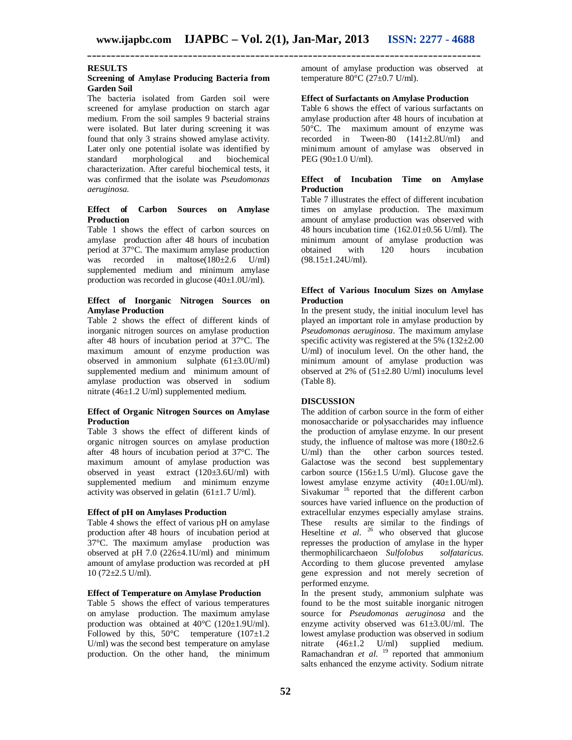## RESULTS

### Screening of Amylase Producing Bacteria from Garden Soil

The bacteria isolated from Garden soil were screened for amylase production on starch agar medium. From the soil samples 9 bacterial strains were isolated. But later during screening it was found that only 3 strains showed amylase activity. Later only one potential isolate was identified by standard morphological and biochemical characterization. After careful biochemical tests, it was confirmed that the isolate was *Pseudomonas aeruginosa.*

### Effect of Carbon Sources on Amylase Production

Table 1 shows the effect of carbon sources on amylase production after 48 hours of incubation period at 37°C. The maximum amylase production was recorded in maltose(180±2.6 U/ml) supplemented medium and minimum amylase production was recorded in glucose (40±1.0U/ml).

### Effect of Inorganic Nitrogen Sources on Amylase Production

Table 2 shows the effect of different kinds of inorganic nitrogen sources on amylase production after 48 hours of incubation period at 37°C. The maximum amount of enzyme production was observed in ammonium sulphate (61±3.0U/ml) supplemented medium and minimum amount of amylase production was observed in sodium nitrate (46±1.2 U/ml) supplemented medium.

### Effect of Organic Nitrogen Sources on Amylase Production

Table 3 shows the effect of different kinds of organic nitrogen sources on amylase production after 48 hours of incubation period at 37°C. The maximum amount of amylase production was observed in yeast extract (120±3.6U/ml) with supplemented medium and minimum enzyme activity was observed in gelatin (61±1.7 U/ml).

### Effect of pH on Amylases Production

Table 4 shows the effect of various pH on amylase production after 48 hours of incubation period at 37°C. The maximum amylase production was observed at pH 7.0 (226±4.1U/ml) and minimum amount of amylase production was recorded at pH 10 (72±2.5 U/ml).

### Effect of Temperature on Amylase Production

Table 5 shows the effect of various temperatures on amylase production. The maximum amylase production was obtained at 40°C (120±1.9U/ml). Followed by this, 50°C temperature (107±1.2 U/ml) was the second best temperature on amylase production. On the other hand, the minimum amount of amylase production was observed at temperature 80°C (27±0.7 U/ml).

### Effect of Surfactants on Amylase Production

Table 6 shows the effect of various surfactants on amylase production after 48 hours of incubation at 50°C. The maximum amount of enzyme was recorded in Tween-80 (141±2.8U/ml) and minimum amount of amylase was observed in PEG (90±1.0 U/ml).

### Effect of Incubation Time on Amylase Production

Table 7 illustrates the effect of different incubation times on amylase production. The maximum amount of amylase production was observed with 48 hours incubation time (162.01±0.56 U/ml). The minimum amount of amylase production was obtained with 120 hours incubation (98.15±1.24U/ml).

### Effect of Various Inoculum Sizes on Amylase Production

In the present study, the initial inoculum level has played an important role in amylase production by *Pseudomonas aeruginosa*. The maximum amylase specific activity was registered at the 5% (132±2.00 U/ml) of inoculum level. On the other hand, the minimum amount of amylase production was observed at 2% of (51±2.80 U/ml) inoculums level (Table 8).

## DISCUSSION

The addition of carbon source in the form of either monosaccharide or polysaccharides may influence the production of amylase enzyme. In our present study, the influence of maltose was more (180±2.6 U/ml) than the other carbon sources tested. Galactose was the second best supplementary carbon source (156±1.5 U/ml). Glucose gave the lowest amylase enzyme activity (40±1.0U/ml). Sivakumar [16] reported that the different carbon sources have varied influence on the production of extracellular enzymes especially amylase strains. These results are similar to the findings of Heseltine *et al*. [26] who observed that glucose represses the production of amylase in the hyper thermophilicarchaeon *Sulfolobus solfataricus.* According to them glucose prevented amylase gene expression and not merely secretion of performed enzyme.

In the present study, ammonium sulphate was found to be the most suitable inorganic nitrogen source for *Pseudomonas aeruginosa* and the enzyme activity observed was 61±3.0U/ml. The lowest amylase production was observed in sodium nitrate (46±1.2 U/ml) supplied medium. Ramachandran *et al.* [19] reported that ammonium salts enhanced the enzyme activity. Sodium nitrate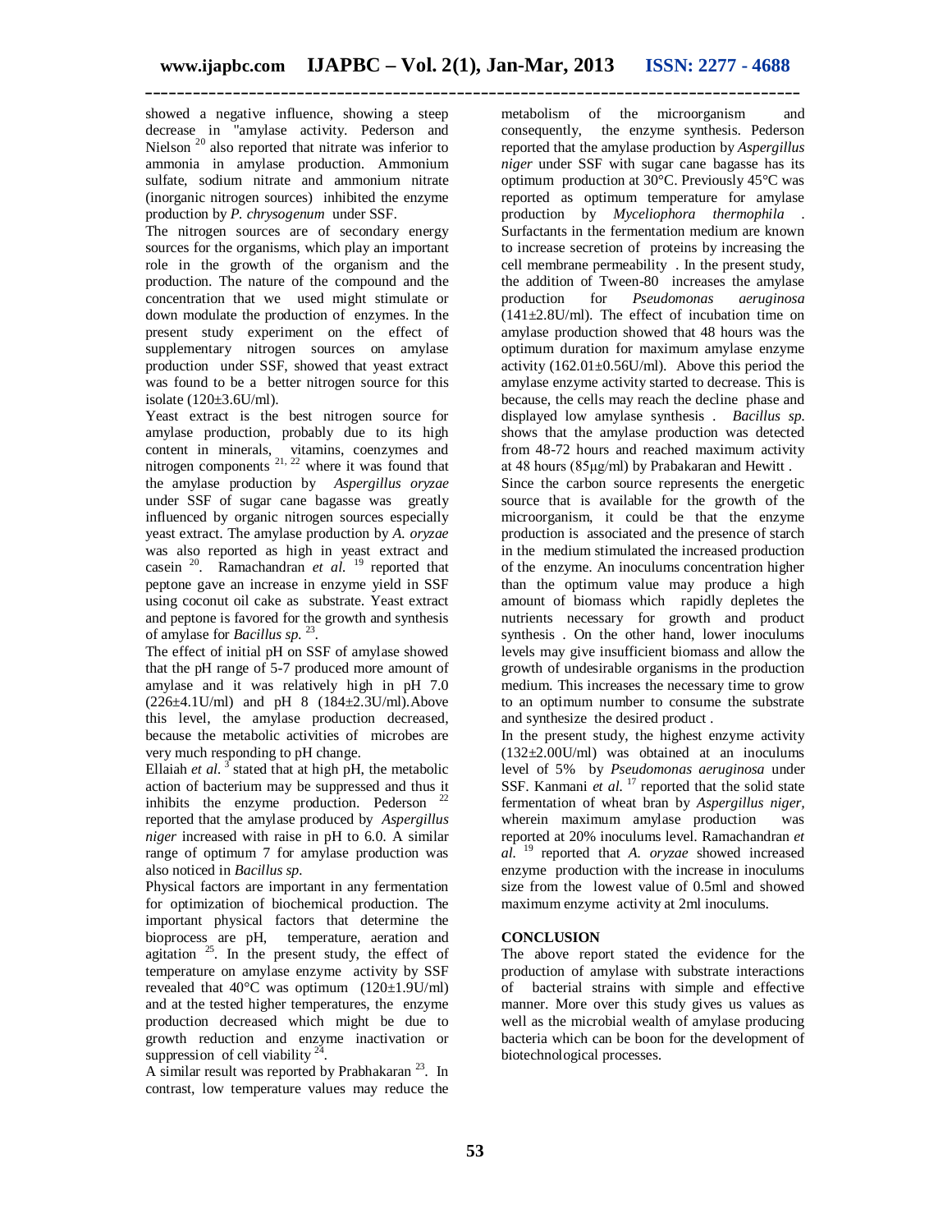showed a negative influence, showing a steep decrease in "amylase activity. Pederson and Nielson [20] also reported that nitrate was inferior to ammonia in amylase production. Ammonium sulfate, sodium nitrate and ammonium nitrate (inorganic nitrogen sources) inhibited the enzyme production by *P. chrysogenum* under SSF.

The nitrogen sources are of secondary energy sources for the organisms, which play an important role in the growth of the organism and the production. The nature of the compound and the concentration that we used might stimulate or down modulate the production of enzymes. In the present study experiment on the effect of supplementary nitrogen sources on amylase production under SSF, showed that yeast extract was found to be a better nitrogen source for this isolate (120±3.6U/ml).

Yeast extract is the best nitrogen source for amylase production, probably due to its high content in minerals, vitamins, coenzymes and nitrogen components [21, 22] where it was found that the amylase production by *Aspergillus oryzae* under SSF of sugar cane bagasse was greatly influenced by organic nitrogen sources especially yeast extract. The amylase production by *A. oryzae* was also reported as high in yeast extract and casein [20]. Ramachandran *et al.* [19] reported that peptone gave an increase in enzyme yield in SSF using coconut oil cake as substrate. Yeast extract and peptone is favored for the growth and synthesis of amylase for *Bacillus sp.* [23].

The effect of initial pH on SSF of amylase showed that the pH range of 5-7 produced more amount of amylase and it was relatively high in pH 7.0 (226±4.1U/ml) and pH 8 (184±2.3U/ml).Above this level, the amylase production decreased, because the metabolic activities of microbes are very much responding to pH change.

Ellaiah *et al.* [3] stated that at high pH, the metabolic action of bacterium may be suppressed and thus it inhibits the enzyme production. Pederson [22] reported that the amylase produced by *Aspergillus niger* increased with raise in pH to 6.0. A similar range of optimum 7 for amylase production was also noticed in *Bacillus sp.*

Physical factors are important in any fermentation for optimization of biochemical production. The important physical factors that determine the bioprocess are pH, temperature, aeration and agitation [25]. In the present study, the effect of temperature on amylase enzyme activity by SSF revealed that 40°C was optimum (120±1.9U/ml) and at the tested higher temperatures, the enzyme production decreased which might be due to growth reduction and enzyme inactivation or suppression of cell viability [24].

A similar result was reported by Prabhakaran [23]. In contrast, low temperature values may reduce the metabolism of the microorganism and consequently, the enzyme synthesis. Pederson reported that the amylase production by *Aspergillus niger* under SSF with sugar cane bagasse has its optimum production at 30°C. Previously 45°C was reported as optimum temperature for amylase production by *Myceliophora thermophila* . Surfactants in the fermentation medium are known to increase secretion of proteins by increasing the cell membrane permeability . In the present study, the addition of Tween-80 increases the amylase production for *Pseudomonas aeruginosa* (141±2.8U/ml). The effect of incubation time on amylase production showed that 48 hours was the optimum duration for maximum amylase enzyme activity (162.01±0.56U/ml). Above this period the amylase enzyme activity started to decrease. This is because, the cells may reach the decline phase and displayed low amylase synthesis . *Bacillus sp.* shows that the amylase production was detected from 48-72 hours and reached maximum activity at 48 hours (85μg/ml) by Prabakaran and Hewitt .

Since the carbon source represents the energetic source that is available for the growth of the microorganism, it could be that the enzyme production is associated and the presence of starch in the medium stimulated the increased production of the enzyme. An inoculums concentration higher than the optimum value may produce a high amount of biomass which rapidly depletes the nutrients necessary for growth and product synthesis . On the other hand, lower inoculums levels may give insufficient biomass and allow the growth of undesirable organisms in the production medium. This increases the necessary time to grow to an optimum number to consume the substrate and synthesize the desired product .

In the present study, the highest enzyme activity (132±2.00U/ml) was obtained at an inoculums level of 5% by *Pseudomonas aeruginosa* under SSF. Kanmani *et al.* [17] reported that the solid state fermentation of wheat bran by *Aspergillus niger,* wherein maximum amylase production was reported at 20% inoculums level. Ramachandran *et al.* [19] reported that *A. oryzae* showed increased enzyme production with the increase in inoculums size from the lowest value of 0.5ml and showed maximum enzyme activity at 2ml inoculums.

## CONCLUSION

The above report stated the evidence for the production of amylase with substrate interactions of bacterial strains with simple and effective manner. More over this study gives us values as well as the microbial wealth of amylase producing bacteria which can be boon for the development of biotechnological processes.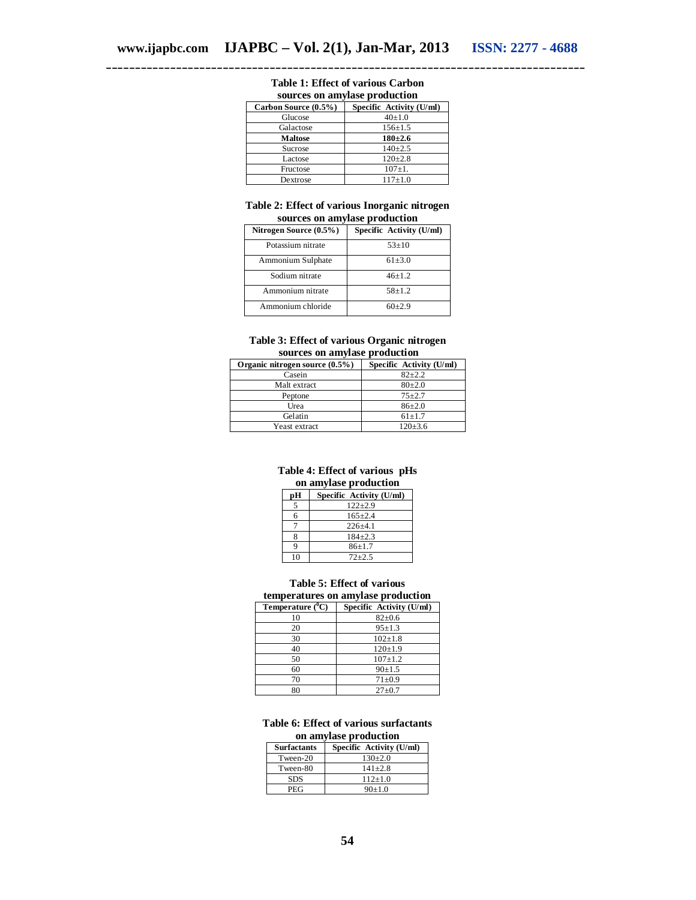**Table 1: Effect of various Carbon sources on amylase production**

| Carbon Source (0.5%) | Specific Activity (U/ml) |
|---|---|
| Glucose | 40±1.0 |
| Galactose | 156±1.5 |
| **Maltose** | **180±2.6** |
| Sucrose | 140±2.5 |
| Lactose | 120±2.8 |
| Fructose | 107±1. |
| Dextrose | 117±1.0 |

**Table 2: Effect of various Inorganic nitrogen sources on amylase production**

| Nitrogen Source (0.5%) | Specific Activity (U/ml) |
|---|---|
| Potassium nitrate | 53±10 |
| Ammonium Sulphate | 61±3.0 |
| Sodium nitrate | 46±1.2 |
| Ammonium nitrate | 58±1.2 |
| Ammonium chloride | 60±2.9 |

**Table 3: Effect of various Organic nitrogen sources on amylase production**

| Organic nitrogen source (0.5%) | Specific Activity (U/ml) |
|---|---|
| Casein | 82±2.2 |
| Malt extract | 80±2.0 |
| Peptone | 75±2.7 |
| Urea | 86±2.0 |
| Gelatin | 61±1.7 |
| Yeast extract | 120±3.6 |

**Table 4: Effect of various pHs on amylase production**

| pH | Specific Activity (U/ml) |
|---|---|
| 5 | 122±2.9 |
| 6 | 165±2.4 |
| 7 | 226±4.1 |
| 8 | 184±2.3 |
| 9 | 86±1.7 |
| 10 | 72±2.5 |

**Table 5: Effect of various temperatures on amylase production**

| Temperature ($^0$C) | Specific Activity (U/ml) |
|---|---|
| 10 | 82±0.6 |
| 20 | 95±1.3 |
| 30 | 102±1.8 |
| 40 | 120±1.9 |
| 50 | 107±1.2 |
| 60 | 90±1.5 |
| 70 | 71±0.9 |
| 80 | 27±0.7 |

**Table 6: Effect of various surfactants on amylase production**

| Surfactants | Specific Activity (U/ml) |
|---|---|
| Tween-20 | 130±2.0 |
| Tween-80 | 141±2.8 |
| SDS | 112±1.0 |
| PEG | 90±1.0 |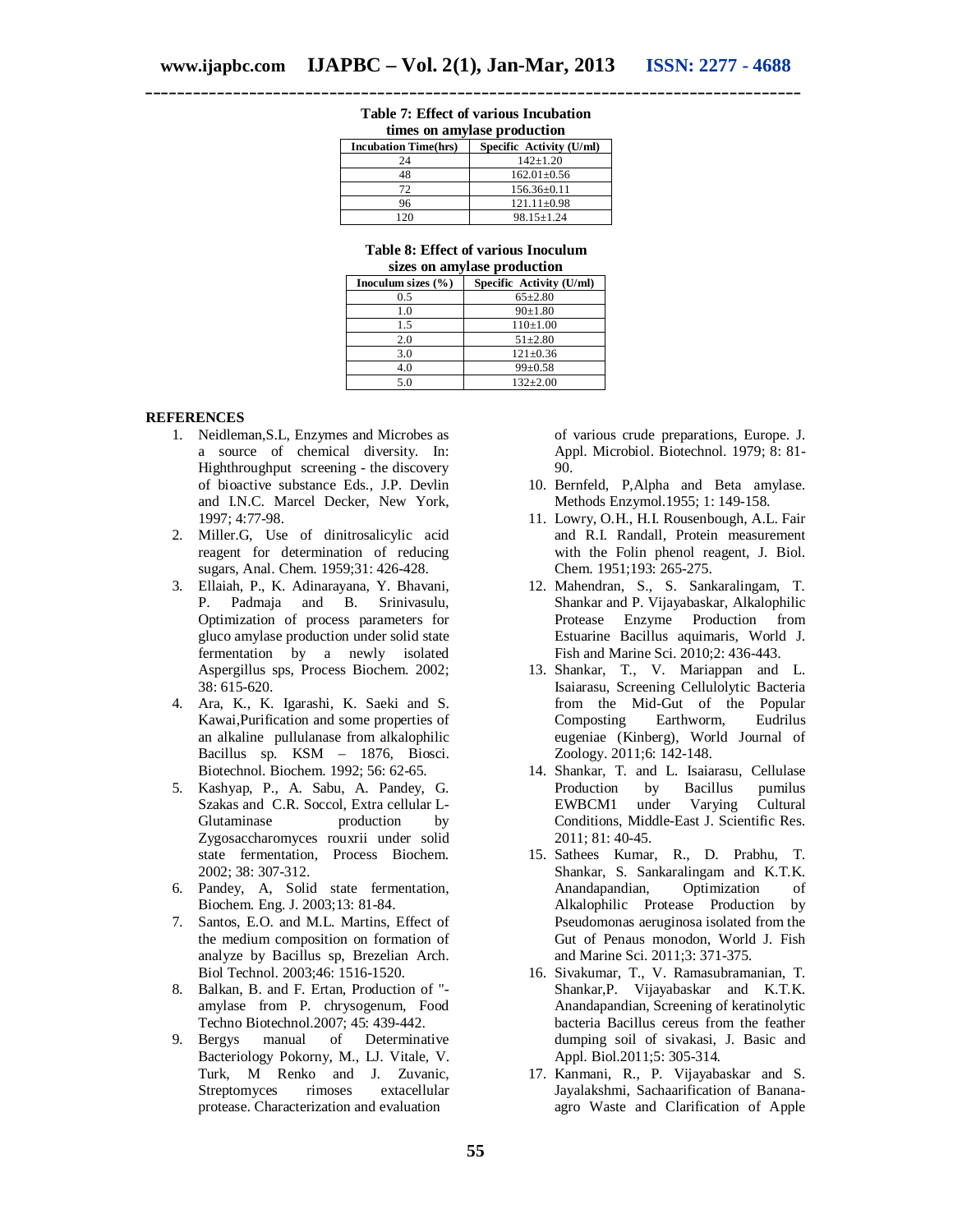**Table 7: Effect of various Incubation times on amylase production**

| Incubation Time(hrs) | Specific Activity (U/ml) |
|---|---|
| 24 | 142±1.20 |
| 48 | 162.01±0.56 |
| 72 | 156.36±0.11 |
| 96 | 121.11±0.98 |
| 120 | 98.15±1.24 |

**Table 8: Effect of various Inoculum sizes on amylase production**

| Inoculum sizes (%) | Specific Activity (U/ml) |
|---|---|
| 0.5 | 65±2.80 |
| 1.0 | 90±1.80 |
| 1.5 | 110±1.00 |
| 2.0 | 51±2.80 |
| 3.0 | 121±0.36 |
| 4.0 | 99±0.58 |
| 5.0 | 132±2.00 |

## REFERENCES

1. Neidleman,S.L, Enzymes and Microbes as a source of chemical diversity. In: Highthroughput screening - the discovery of bioactive substance Eds., J.P. Devlin and I.N.C. Marcel Decker, New York, 1997; 4:77-98.
2. Miller.G, Use of dinitrosalicylic acid reagent for determination of reducing sugars, Anal. Chem. 1959;31: 426-428.
3. Ellaiah, P., K. Adinarayana, Y. Bhavani, P. Padmaja and B. Srinivasulu, Optimization of process parameters for gluco amylase production under solid state fermentation by a newly isolated Aspergillus sps, Process Biochem. 2002; 38: 615-620.
4. Ara, K., K. Igarashi, K. Saeki and S. Kawai,Purification and some properties of an alkaline pullulanase from alkalophilic Bacillus sp. KSM – 1876, Biosci. Biotechnol. Biochem. 1992; 56: 62-65.
5. Kashyap, P., A. Sabu, A. Pandey, G. Szakas and C.R. Soccol, Extra cellular L-Glutaminase production by Zygosaccharomyces rouxrii under solid state fermentation, Process Biochem. 2002; 38: 307-312.
6. Pandey, A, Solid state fermentation, Biochem. Eng. J. 2003;13: 81-84.
7. Santos, E.O. and M.L. Martins, Effect of the medium composition on formation of analyze by Bacillus sp, Brezelian Arch. Biol Technol. 2003;46: 1516-1520.
8. Balkan, B. and F. Ertan, Production of "-amylase from P. chrysogenum, Food Techno Biotechnol.2007; 45: 439-442.
9. Bergys manual of Determinative Bacteriology Pokorny, M., LJ. Vitale, V. Turk, M Renko and J. Zuvanic, Streptomyces rimoses extacellular protease. Characterization and evaluation of various crude preparations, Europe. J. Appl. Microbiol. Biotechnol. 1979; 8: 81-90.
10. Bernfeld, P,Alpha and Beta amylase. Methods Enzymol.1955; 1: 149-158.
11. Lowry, O.H., H.I. Rousenbough, A.L. Fair and R.I. Randall, Protein measurement with the Folin phenol reagent, J. Biol. Chem. 1951;193: 265-275.
12. Mahendran, S., S. Sankaralingam, T. Shankar and P. Vijayabaskar, Alkalophilic Protease Enzyme Production from Estuarine Bacillus aquimaris, World J. Fish and Marine Sci. 2010;2: 436-443.
13. Shankar, T., V. Mariappan and L. Isaiarasu, Screening Cellulolytic Bacteria from the Mid-Gut of the Popular Composting Earthworm, Eudrilus eugeniae (Kinberg), World Journal of Zoology. 2011;6: 142-148.
14. Shankar, T. and L. Isaiarasu, Cellulase Production by Bacillus pumilus EWBCM1 under Varying Cultural Conditions, Middle-East J. Scientific Res. 2011; 81: 40-45.
15. Sathees Kumar, R., D. Prabhu, T. Shankar, S. Sankaralingam and K.T.K. Anandapandian, Optimization of Alkalophilic Protease Production by Pseudomonas aeruginosa isolated from the Gut of Penaus monodon, World J. Fish and Marine Sci. 2011;3: 371-375.
16. Sivakumar, T., V. Ramasubramanian, T. Shankar,P. Vijayabaskar and K.T.K. Anandapandian, Screening of keratinolytic bacteria Bacillus cereus from the feather dumping soil of sivakasi, J. Basic and Appl. Biol.2011;5: 305-314.
17. Kanmani, R., P. Vijayabaskar and S. Jayalakshmi, Sachaarification of Banana-agro Waste and Clarification of Apple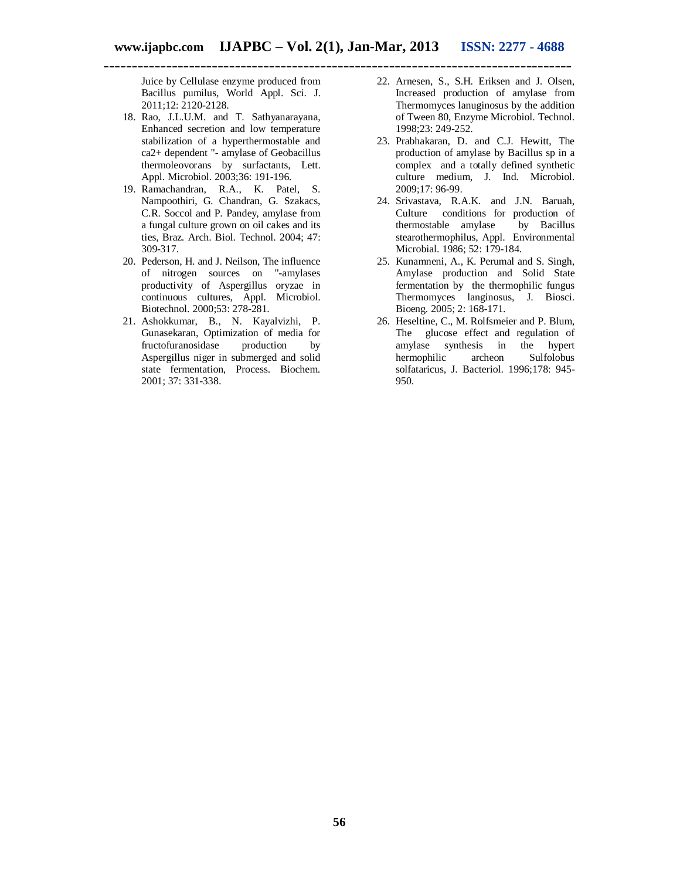Juice by Cellulase enzyme produced from Bacillus pumilus, World Appl. Sci. J. 2011;12: 2120-2128.

18. Rao, J.L.U.M. and T. Sathyanarayana, Enhanced secretion and low temperature stabilization of a hyperthermostable and ca2+ dependent "- amylase of Geobacillus thermoleovorans by surfactants, Lett. Appl. Microbiol. 2003;36: 191-196.
19. Ramachandran, R.A., K. Patel, S. Nampoothiri, G. Chandran, G. Szakacs, C.R. Soccol and P. Pandey, amylase from a fungal culture grown on oil cakes and its ties, Braz. Arch. Biol. Technol. 2004; 47: 309-317.
20. Pederson, H. and J. Neilson, The influence of nitrogen sources on "-amylases productivity of Aspergillus oryzae in continuous cultures, Appl. Microbiol. Biotechnol. 2000;53: 278-281.
21. Ashokkumar, B., N. Kayalvizhi, P. Gunasekaran, Optimization of media for fructofuranosidase production by Aspergillus niger in submerged and solid state fermentation, Process. Biochem. 2001; 37: 331-338.
22. Arnesen, S., S.H. Eriksen and J. Olsen, Increased production of amylase from Thermomyces lanuginosus by the addition of Tween 80, Enzyme Microbiol. Technol. 1998;23: 249-252.
23. Prabhakaran, D. and C.J. Hewitt, The production of amylase by Bacillus sp in a complex and a totally defined synthetic culture medium, J. Ind. Microbiol. 2009;17: 96-99.
24. Srivastava, R.A.K. and J.N. Baruah, Culture conditions for production of thermostable amylase by Bacillus stearothermophilus, Appl. Environmental Microbial. 1986; 52: 179-184.
25. Kunamneni, A., K. Perumal and S. Singh, Amylase production and Solid State fermentation by the thermophilic fungus Thermomyces langinosus, J. Biosci. Bioeng. 2005; 2: 168-171.
26. Heseltine, C., M. Rolfsmeier and P. Blum, The glucose effect and regulation of amylase synthesis in the hypert hermophilic archeon Sulfolobus solfataricus, J. Bacteriol. 1996;178: 945-950.